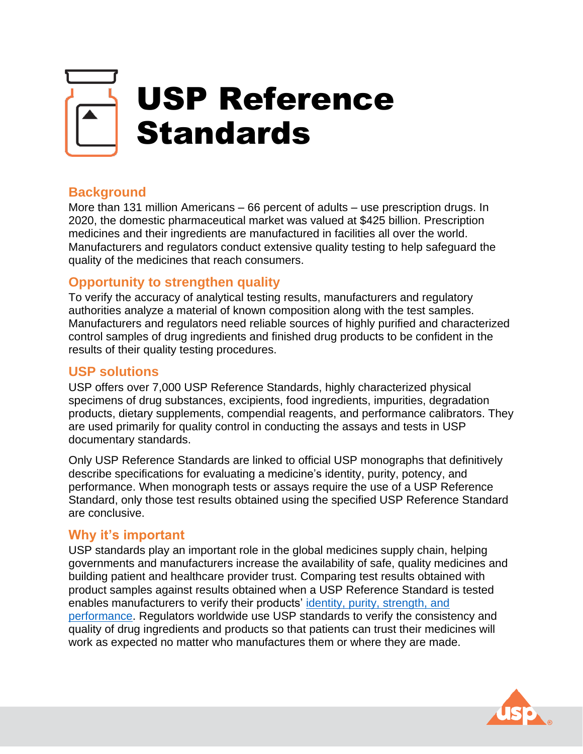# USP Reference Standards

## Background

More than 131 million Americans – 66 percent of adults – use prescription drugs. In 2020, the domestic pharmaceutical market was valued at $425 billion. Prescription medicines and their ingredients are manufactured in facilities all over the world. Manufacturers and regulators conduct extensive quality testing to help safeguard the quality of the medicines that reach consumers.

## Opportunity to strengthen quality

To verify the accuracy of analytical testing results, manufacturers and regulatory authorities analyze a material of known composition along with the test samples. Manufacturers and regulators need reliable sources of highly purified and characterized control samples of drug ingredients and finished drug products to be confident in the results of their quality testing procedures.

## USP solutions

USP offers over 7,000 USP Reference Standards, highly characterized physical specimens of drug substances, excipients, food ingredients, impurities, degradation products, dietary supplements, compendial reagents, and performance calibrators. They are used primarily for quality control in conducting the assays and tests in USP documentary standards.

Only USP Reference Standards are linked to official USP monographs that definitively describe specifications for evaluating a medicine's identity, purity, potency, and performance. When monograph tests or assays require the use of a USP Reference Standard, only those test results obtained using the specified USP Reference Standard are conclusive.

## Why it's important

USP standards play an important role in the global medicines supply chain, helping governments and manufacturers increase the availability of safe, quality medicines and building patient and healthcare provider trust. Comparing test results obtained with product samples against results obtained when a USP Reference Standard is tested enables manufacturers to verify their products' identity, purity, strength, and performance. Regulators worldwide use USP standards to verify the consistency and quality of drug ingredients and products so that patients can trust their medicines will work as expected no matter who manufactures them or where they are made.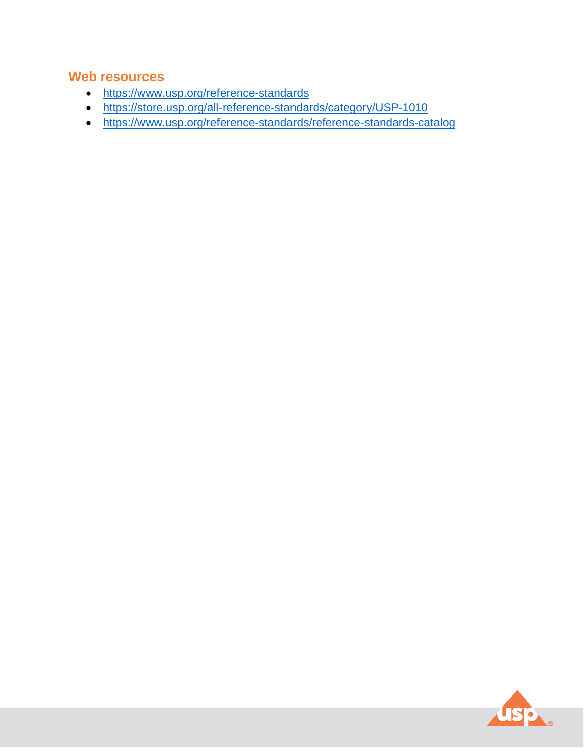## Web resources

- https://www.usp.org/reference-standards
- https://store.usp.org/all-reference-standards/category/USP-1010
- https://www.usp.org/reference-standards/reference-standards-catalog